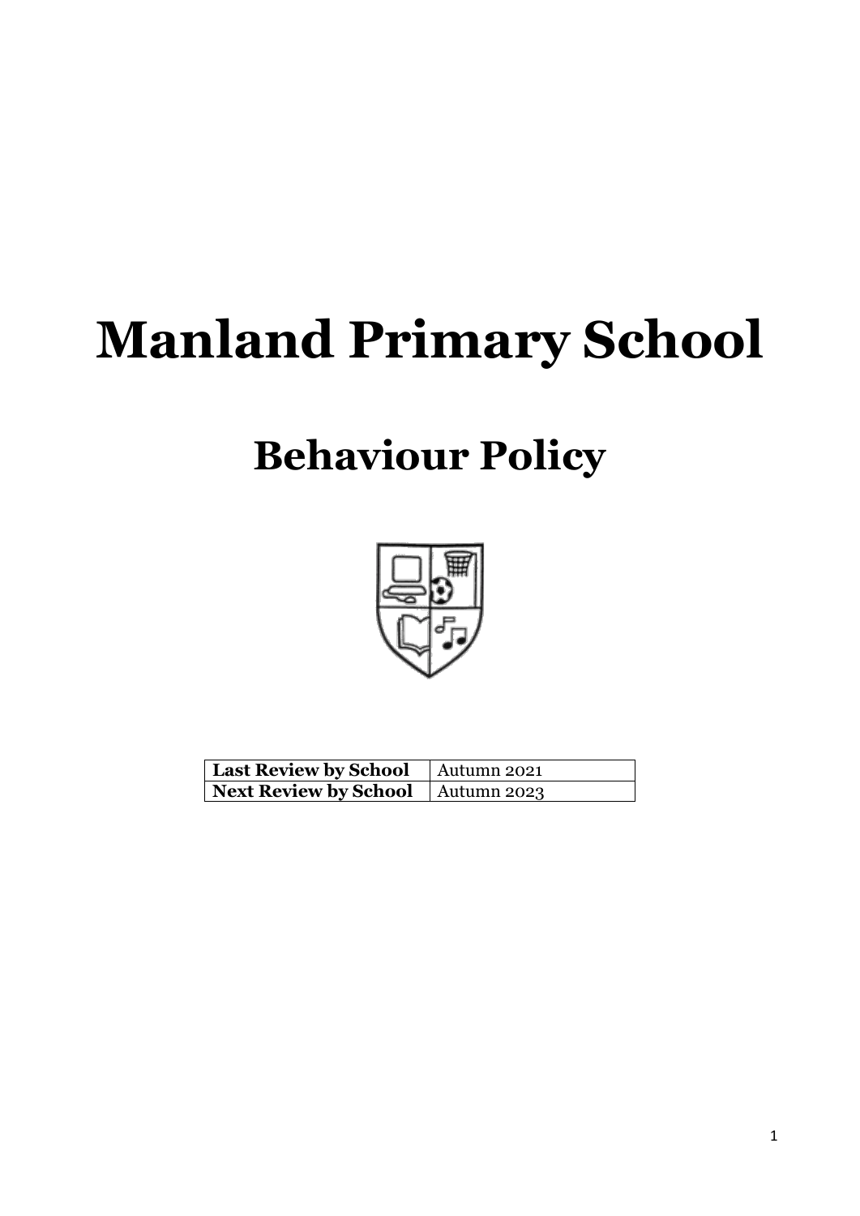# Manland Primary School

## Behaviour Policy

| Last Review by School | Autumn 2021 |
| --- | --- |
| Next Review by School | Autumn 2023 |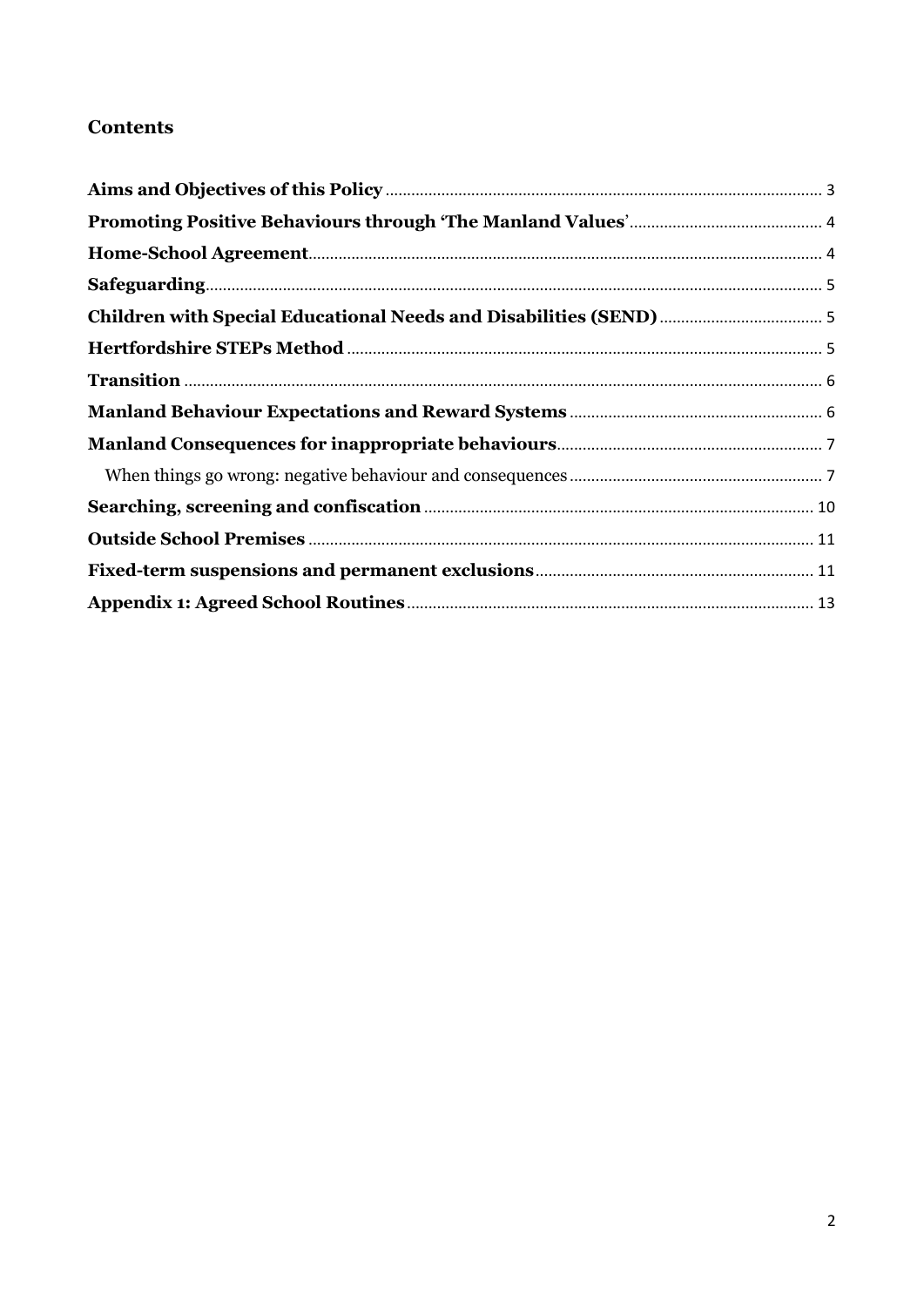## Contents

**Aims and Objectives of this Policy** ............................................................................................ 3

**Promoting Positive Behaviours through 'The Manland Values'** ............................................ 4

**Home-School Agreement** ............................................................................................................ 4

**Safeguarding** ................................................................................................................................ 5

**Children with Special Educational Needs and Disabilities (SEND)** ....................................... 5

**Hertfordshire STEPs Method** ..................................................................................................... 5

**Transition** ..................................................................................................................................... 6

**Manland Behaviour Expectations and Reward Systems** .......................................................... 6

**Manland Consequences for inappropriate behaviours** ............................................................. 7

When things go wrong: negative behaviour and consequences ........................................................ 7

**Searching, screening and confiscation** ....................................................................................... 10

**Outside School Premises** ............................................................................................................. 11

**Fixed-term suspensions and permanent exclusions** ................................................................. 11

**Appendix 1: Agreed School Routines** ......................................................................................... 13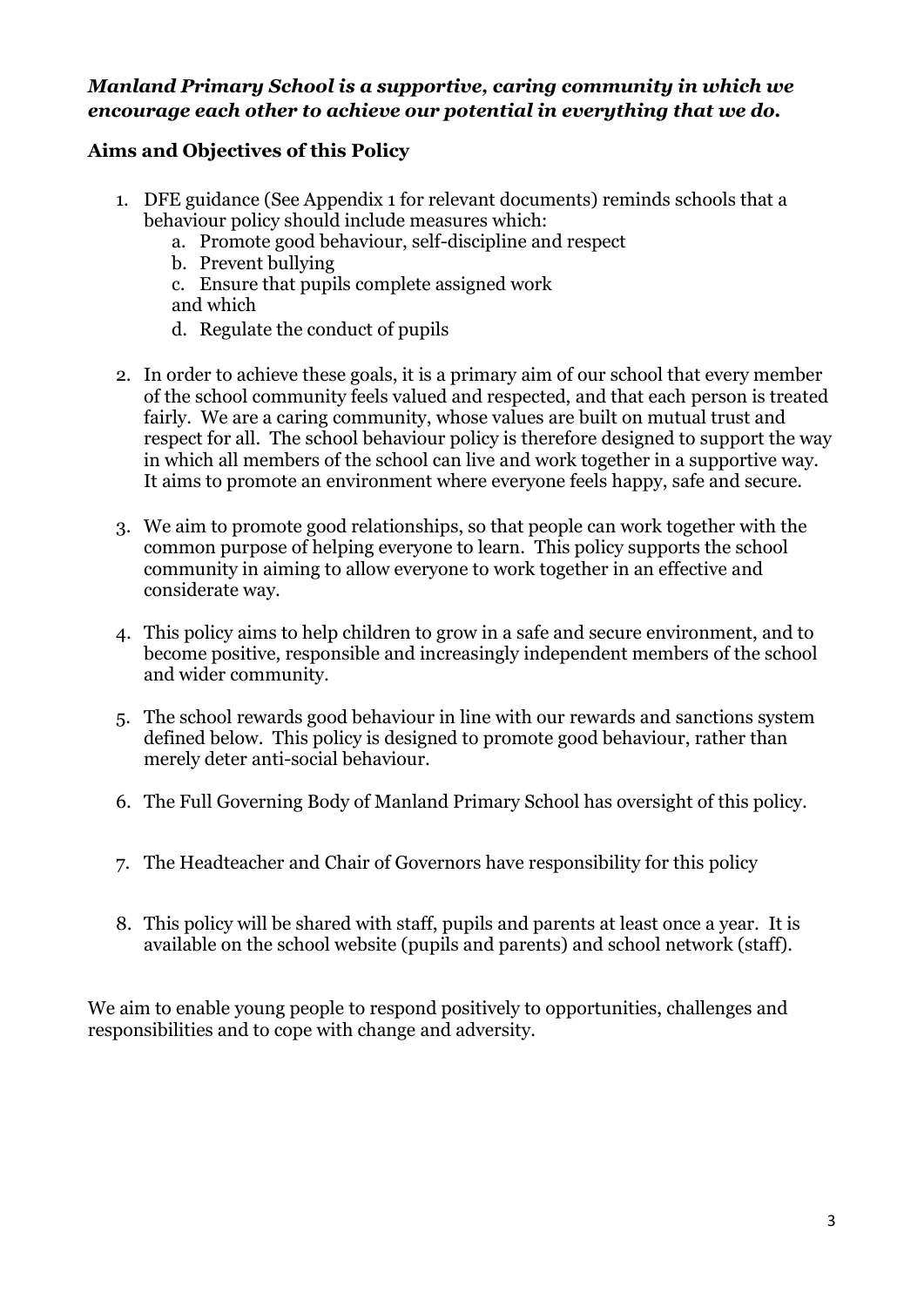***Manland Primary School is a supportive, caring community in which we encourage each other to achieve our potential in everything that we do.***

## Aims and Objectives of this Policy

1. DFE guidance (See Appendix 1 for relevant documents) reminds schools that a behaviour policy should include measures which:
   a. Promote good behaviour, self-discipline and respect
   b. Prevent bullying
   c. Ensure that pupils complete assigned work
   and which
   d. Regulate the conduct of pupils

2. In order to achieve these goals, it is a primary aim of our school that every member of the school community feels valued and respected, and that each person is treated fairly. We are a caring community, whose values are built on mutual trust and respect for all. The school behaviour policy is therefore designed to support the way in which all members of the school can live and work together in a supportive way. It aims to promote an environment where everyone feels happy, safe and secure.

3. We aim to promote good relationships, so that people can work together with the common purpose of helping everyone to learn. This policy supports the school community in aiming to allow everyone to work together in an effective and considerate way.

4. This policy aims to help children to grow in a safe and secure environment, and to become positive, responsible and increasingly independent members of the school and wider community.

5. The school rewards good behaviour in line with our rewards and sanctions system defined below. This policy is designed to promote good behaviour, rather than merely deter anti-social behaviour.

6. The Full Governing Body of Manland Primary School has oversight of this policy.

7. The Headteacher and Chair of Governors have responsibility for this policy

8. This policy will be shared with staff, pupils and parents at least once a year. It is available on the school website (pupils and parents) and school network (staff).

We aim to enable young people to respond positively to opportunities, challenges and responsibilities and to cope with change and adversity.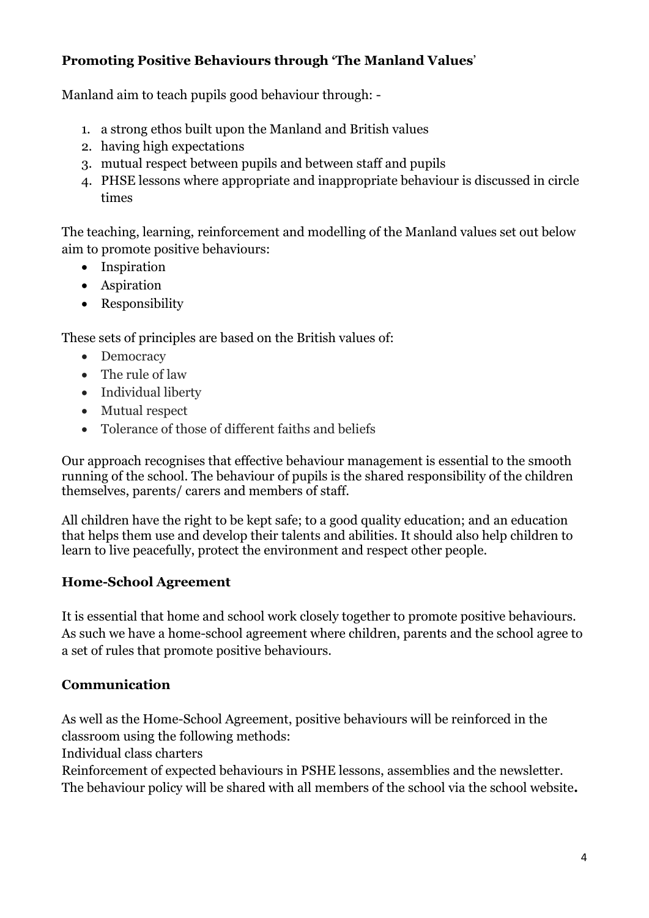**Promoting Positive Behaviours through 'The Manland Values'**

Manland aim to teach pupils good behaviour through: -

1. a strong ethos built upon the Manland and British values
2. having high expectations
3. mutual respect between pupils and between staff and pupils
4. PHSE lessons where appropriate and inappropriate behaviour is discussed in circle times

The teaching, learning, reinforcement and modelling of the Manland values set out below aim to promote positive behaviours:

- Inspiration
- Aspiration
- Responsibility

These sets of principles are based on the British values of:

- Democracy
- The rule of law
- Individual liberty
- Mutual respect
- Tolerance of those of different faiths and beliefs

Our approach recognises that effective behaviour management is essential to the smooth running of the school. The behaviour of pupils is the shared responsibility of the children themselves, parents/ carers and members of staff.

All children have the right to be kept safe; to a good quality education; and an education that helps them use and develop their talents and abilities. It should also help children to learn to live peacefully, protect the environment and respect other people.

**Home-School Agreement**

It is essential that home and school work closely together to promote positive behaviours. As such we have a home-school agreement where children, parents and the school agree to a set of rules that promote positive behaviours.

**Communication**

As well as the Home-School Agreement, positive behaviours will be reinforced in the classroom using the following methods:
Individual class charters
Reinforcement of expected behaviours in PSHE lessons, assemblies and the newsletter.
The behaviour policy will be shared with all members of the school via the school website.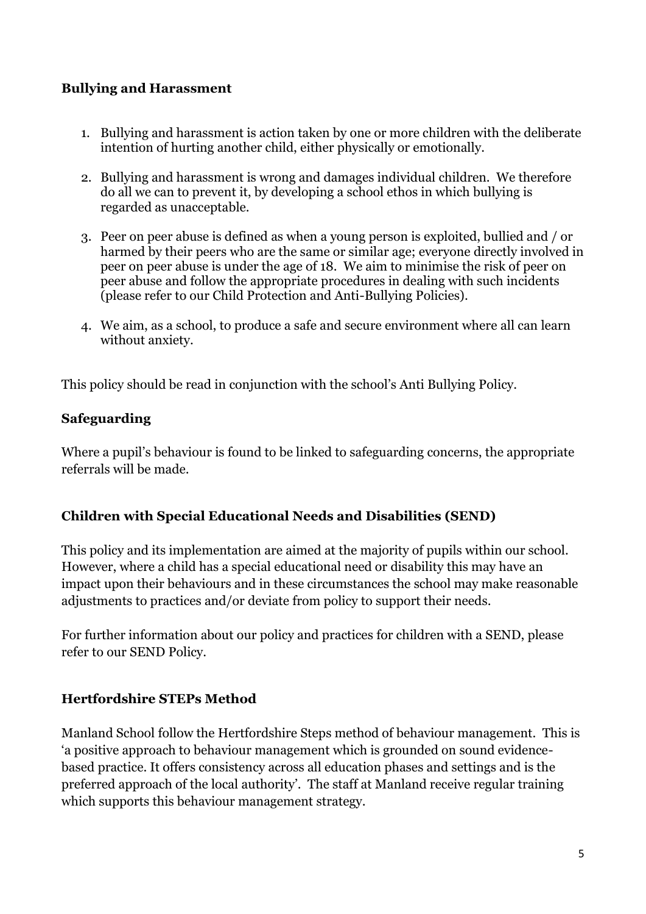## Bullying and Harassment

1. Bullying and harassment is action taken by one or more children with the deliberate intention of hurting another child, either physically or emotionally.

2. Bullying and harassment is wrong and damages individual children. We therefore do all we can to prevent it, by developing a school ethos in which bullying is regarded as unacceptable.

3. Peer on peer abuse is defined as when a young person is exploited, bullied and / or harmed by their peers who are the same or similar age; everyone directly involved in peer on peer abuse is under the age of 18. We aim to minimise the risk of peer on peer abuse and follow the appropriate procedures in dealing with such incidents (please refer to our Child Protection and Anti-Bullying Policies).

4. We aim, as a school, to produce a safe and secure environment where all can learn without anxiety.

This policy should be read in conjunction with the school's Anti Bullying Policy.

## Safeguarding

Where a pupil's behaviour is found to be linked to safeguarding concerns, the appropriate referrals will be made.

## Children with Special Educational Needs and Disabilities (SEND)

This policy and its implementation are aimed at the majority of pupils within our school. However, where a child has a special educational need or disability this may have an impact upon their behaviours and in these circumstances the school may make reasonable adjustments to practices and/or deviate from policy to support their needs.

For further information about our policy and practices for children with a SEND, please refer to our SEND Policy.

## Hertfordshire STEPs Method

Manland School follow the Hertfordshire Steps method of behaviour management. This is 'a positive approach to behaviour management which is grounded on sound evidence-based practice. It offers consistency across all education phases and settings and is the preferred approach of the local authority'. The staff at Manland receive regular training which supports this behaviour management strategy.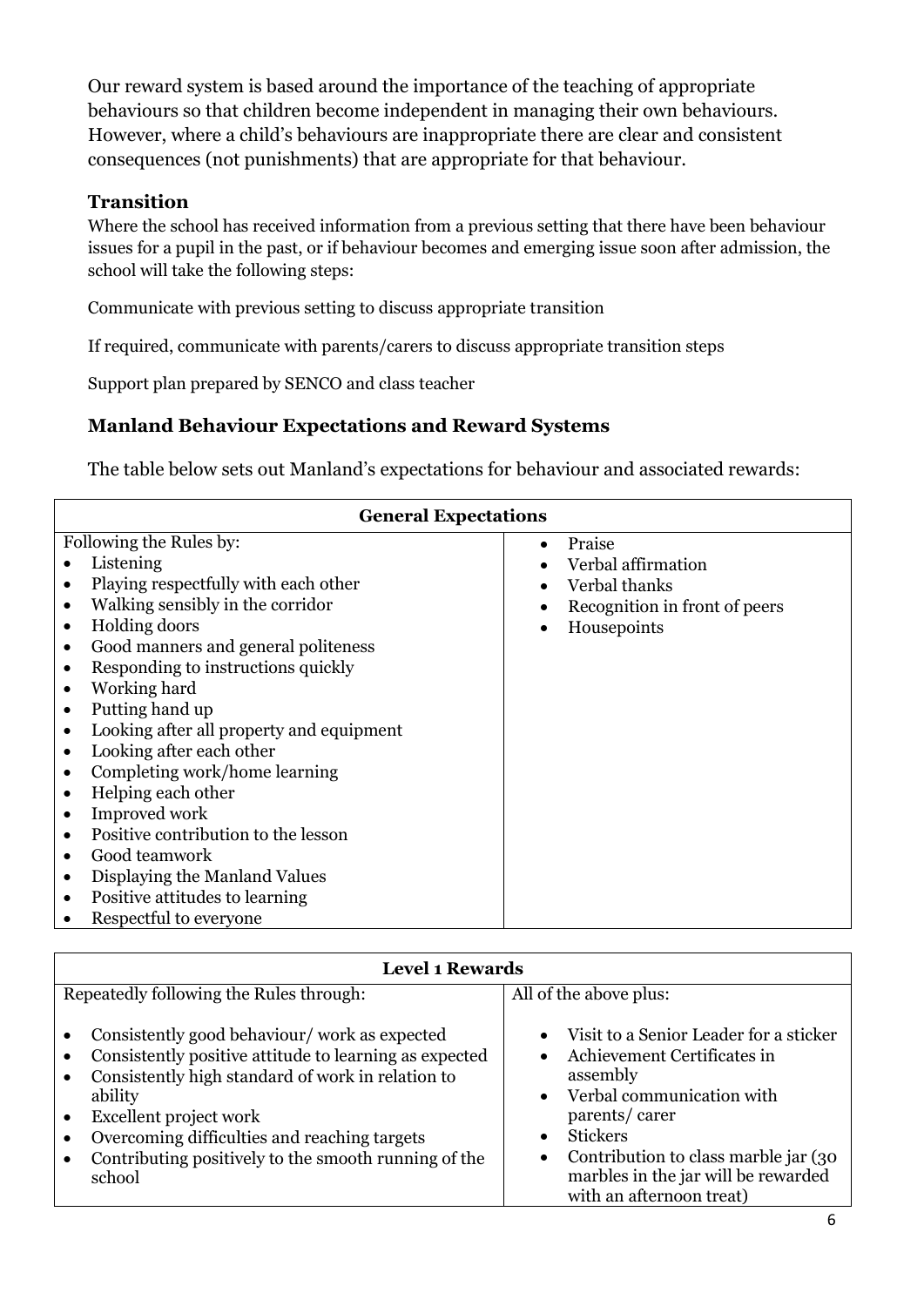Our reward system is based around the importance of the teaching of appropriate behaviours so that children become independent in managing their own behaviours. However, where a child's behaviours are inappropriate there are clear and consistent consequences (not punishments) that are appropriate for that behaviour.

### Transition

Where the school has received information from a previous setting that there have been behaviour issues for a pupil in the past, or if behaviour becomes and emerging issue soon after admission, the school will take the following steps:

Communicate with previous setting to discuss appropriate transition

If required, communicate with parents/carers to discuss appropriate transition steps

Support plan prepared by SENCO and class teacher

### Manland Behaviour Expectations and Reward Systems

The table below sets out Manland's expectations for behaviour and associated rewards:

| **General Expectations** | |
|---|---|
| Following the Rules by:<br>• Listening<br>• Playing respectfully with each other<br>• Walking sensibly in the corridor<br>• Holding doors<br>• Good manners and general politeness<br>• Responding to instructions quickly<br>• Working hard<br>• Putting hand up<br>• Looking after all property and equipment<br>• Looking after each other<br>• Completing work/home learning<br>• Helping each other<br>• Improved work<br>• Positive contribution to the lesson<br>• Good teamwork<br>• Displaying the Manland Values<br>• Positive attitudes to learning<br>• Respectful to everyone | • Praise<br>• Verbal affirmation<br>• Verbal thanks<br>• Recognition in front of peers<br>• Housepoints |

| **Level 1 Rewards** | |
|---|---|
| Repeatedly following the Rules through:<br>• Consistently good behaviour/ work as expected<br>• Consistently positive attitude to learning as expected<br>• Consistently high standard of work in relation to ability<br>• Excellent project work<br>• Overcoming difficulties and reaching targets<br>• Contributing positively to the smooth running of the school | All of the above plus:<br>• Visit to a Senior Leader for a sticker<br>• Achievement Certificates in assembly<br>• Verbal communication with parents/ carer<br>• Stickers<br>• Contribution to class marble jar (30 marbles in the jar will be rewarded with an afternoon treat) |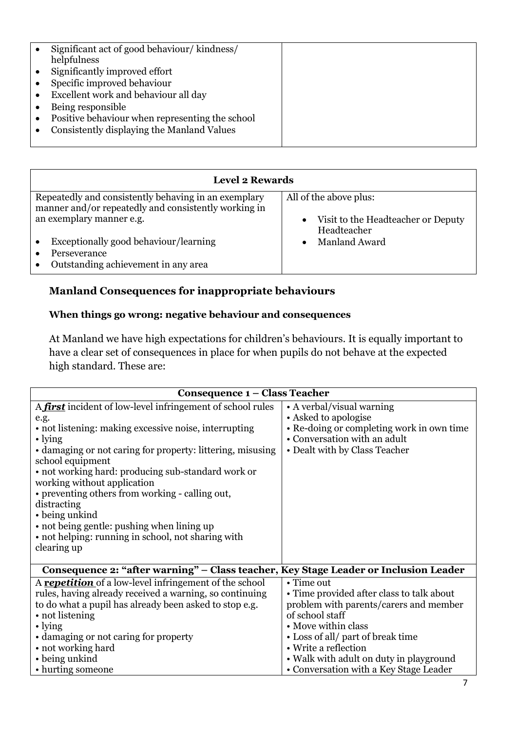| | |
|---|---|
| • Significant act of good behaviour/ kindness/ helpfulness<br>• Significantly improved effort<br>• Specific improved behaviour<br>• Excellent work and behaviour all day<br>• Being responsible<br>• Positive behaviour when representing the school<br>• Consistently displaying the Manland Values | |

| **Level 2 Rewards** | |
|---|---|
| Repeatedly and consistently behaving in an exemplary manner and/or repeatedly and consistently working in an exemplary manner e.g.<br>• Exceptionally good behaviour/learning<br>• Perseverance<br>• Outstanding achievement in any area | All of the above plus:<br>• Visit to the Headteacher or Deputy Headteacher<br>• Manland Award |

### Manland Consequences for inappropriate behaviours

#### When things go wrong: negative behaviour and consequences

At Manland we have high expectations for children's behaviours. It is equally important to have a clear set of consequences in place for when pupils do not behave at the expected high standard. These are:

| **Consequence 1 – Class Teacher** | |
|---|---|
| A ***first*** incident of low-level infringement of school rules e.g.<br>• not listening: making excessive noise, interrupting<br>• lying<br>• damaging or not caring for property: littering, misusing school equipment<br>• not working hard: producing sub-standard work or working without application<br>• preventing others from working - calling out, distracting<br>• being unkind<br>• not being gentle: pushing when lining up<br>• not helping: running in school, not sharing with clearing up | • A verbal/visual warning<br>• Asked to apologise<br>• Re-doing or completing work in own time<br>• Conversation with an adult<br>• Dealt with by Class Teacher |
| **Consequence 2: "after warning" – Class teacher, Key Stage Leader or Inclusion Leader** | |
| A ***repetition*** of a low-level infringement of the school rules, having already received a warning, so continuing to do what a pupil has already been asked to stop e.g.<br>• not listening<br>• lying<br>• damaging or not caring for property<br>• not working hard<br>• being unkind<br>• hurting someone | • Time out<br>• Time provided after class to talk about problem with parents/carers and member of school staff<br>• Move within class<br>• Loss of all/ part of break time<br>• Write a reflection<br>• Walk with adult on duty in playground<br>• Conversation with a Key Stage Leader |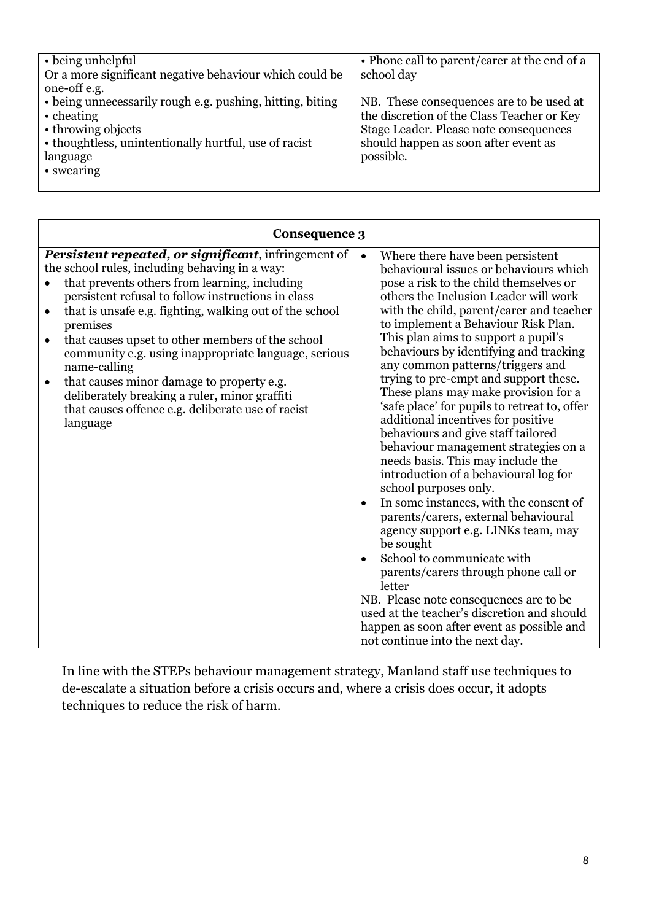| | |
|---|---|
| • being unhelpful<br>Or a more significant negative behaviour which could be one-off e.g.<br>• being unnecessarily rough e.g. pushing, hitting, biting<br>• cheating<br>• throwing objects<br>• thoughtless, unintentionally hurtful, use of racist language<br>• swearing | • Phone call to parent/carer at the end of a school day<br><br>NB. These consequences are to be used at the discretion of the Class Teacher or Key Stage Leader. Please note consequences should happen as soon after event as possible. |

| **Consequence 3** | |
|---|---|
| ***Persistent repeated, or significant***, infringement of the school rules, including behaving in a way:<br>• that prevents others from learning, including persistent refusal to follow instructions in class<br>• that is unsafe e.g. fighting, walking out of the school premises<br>• that causes upset to other members of the school community e.g. using inappropriate language, serious name-calling<br>• that causes minor damage to property e.g. deliberately breaking a ruler, minor graffiti that causes offence e.g. deliberate use of racist language | • Where there have been persistent behavioural issues or behaviours which pose a risk to the child themselves or others the Inclusion Leader will work with the child, parent/carer and teacher to implement a Behaviour Risk Plan. This plan aims to support a pupil's behaviours by identifying and tracking any common patterns/triggers and trying to pre-empt and support these. These plans may make provision for a 'safe place' for pupils to retreat to, offer additional incentives for positive behaviours and give staff tailored behaviour management strategies on a needs basis. This may include the introduction of a behavioural log for school purposes only.<br>• In some instances, with the consent of parents/carers, external behavioural agency support e.g. LINKs team, may be sought<br>• School to communicate with parents/carers through phone call or letter<br>NB. Please note consequences are to be used at the teacher's discretion and should happen as soon after event as possible and not continue into the next day. |

In line with the STEPs behaviour management strategy, Manland staff use techniques to de-escalate a situation before a crisis occurs and, where a crisis does occur, it adopts techniques to reduce the risk of harm.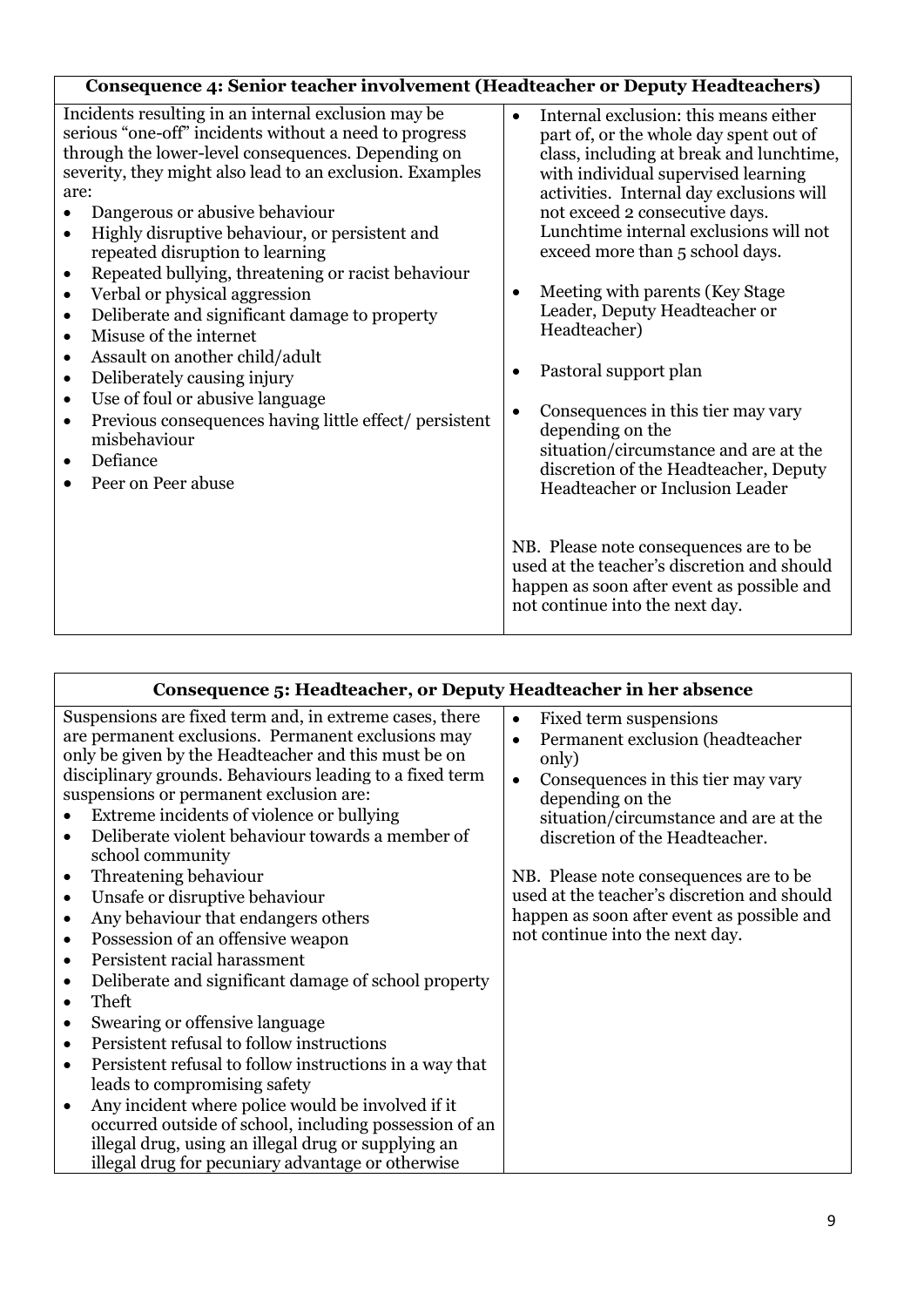| Consequence 4: Senior teacher involvement (Headteacher or Deputy Headteachers) | |
|---|---|
| Incidents resulting in an internal exclusion may be serious "one-off" incidents without a need to progress through the lower-level consequences. Depending on severity, they might also lead to an exclusion. Examples are:<br>• Dangerous or abusive behaviour<br>• Highly disruptive behaviour, or persistent and repeated disruption to learning<br>• Repeated bullying, threatening or racist behaviour<br>• Verbal or physical aggression<br>• Deliberate and significant damage to property<br>• Misuse of the internet<br>• Assault on another child/adult<br>• Deliberately causing injury<br>• Use of foul or abusive language<br>• Previous consequences having little effect/ persistent misbehaviour<br>• Defiance<br>• Peer on Peer abuse | • Internal exclusion: this means either part of, or the whole day spent out of class, including at break and lunchtime, with individual supervised learning activities. Internal day exclusions will not exceed 2 consecutive days. Lunchtime internal exclusions will not exceed more than 5 school days.<br>• Meeting with parents (Key Stage Leader, Deputy Headteacher or Headteacher)<br>• Pastoral support plan<br>• Consequences in this tier may vary depending on the situation/circumstance and are at the discretion of the Headteacher, Deputy Headteacher or Inclusion Leader<br><br>NB. Please note consequences are to be used at the teacher's discretion and should happen as soon after event as possible and not continue into the next day. |

| Consequence 5: Headteacher, or Deputy Headteacher in her absence | |
|---|---|
| Suspensions are fixed term and, in extreme cases, there are permanent exclusions. Permanent exclusions may only be given by the Headteacher and this must be on disciplinary grounds. Behaviours leading to a fixed term suspensions or permanent exclusion are:<br>• Extreme incidents of violence or bullying<br>• Deliberate violent behaviour towards a member of school community<br>• Threatening behaviour<br>• Unsafe or disruptive behaviour<br>• Any behaviour that endangers others<br>• Possession of an offensive weapon<br>• Persistent racial harassment<br>• Deliberate and significant damage of school property<br>• Theft<br>• Swearing or offensive language<br>• Persistent refusal to follow instructions<br>• Persistent refusal to follow instructions in a way that leads to compromising safety<br>• Any incident where police would be involved if it occurred outside of school, including possession of an illegal drug, using an illegal drug or supplying an illegal drug for pecuniary advantage or otherwise | • Fixed term suspensions<br>• Permanent exclusion (headteacher only)<br>• Consequences in this tier may vary depending on the situation/circumstance and are at the discretion of the Headteacher.<br><br>NB. Please note consequences are to be used at the teacher's discretion and should happen as soon after event as possible and not continue into the next day. |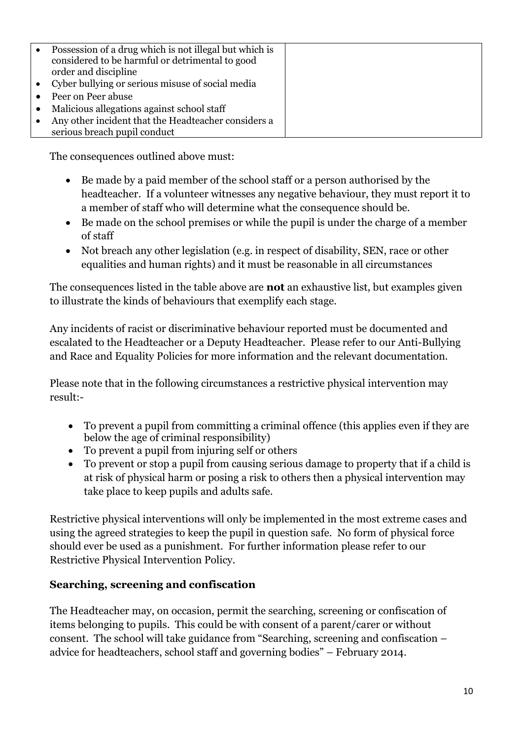| | |
|---|---|
| • Possession of a drug which is not illegal but which is considered to be harmful or detrimental to good order and discipline<br>• Cyber bullying or serious misuse of social media<br>• Peer on Peer abuse<br>• Malicious allegations against school staff<br>• Any other incident that the Headteacher considers a serious breach pupil conduct | |

The consequences outlined above must:

- Be made by a paid member of the school staff or a person authorised by the headteacher. If a volunteer witnesses any negative behaviour, they must report it to a member of staff who will determine what the consequence should be.
- Be made on the school premises or while the pupil is under the charge of a member of staff
- Not breach any other legislation (e.g. in respect of disability, SEN, race or other equalities and human rights) and it must be reasonable in all circumstances

The consequences listed in the table above are **not** an exhaustive list, but examples given to illustrate the kinds of behaviours that exemplify each stage.

Any incidents of racist or discriminative behaviour reported must be documented and escalated to the Headteacher or a Deputy Headteacher. Please refer to our Anti-Bullying and Race and Equality Policies for more information and the relevant documentation.

Please note that in the following circumstances a restrictive physical intervention may result:-

- To prevent a pupil from committing a criminal offence (this applies even if they are below the age of criminal responsibility)
- To prevent a pupil from injuring self or others
- To prevent or stop a pupil from causing serious damage to property that if a child is at risk of physical harm or posing a risk to others then a physical intervention may take place to keep pupils and adults safe.

Restrictive physical interventions will only be implemented in the most extreme cases and using the agreed strategies to keep the pupil in question safe. No form of physical force should ever be used as a punishment. For further information please refer to our Restrictive Physical Intervention Policy.

## Searching, screening and confiscation

The Headteacher may, on occasion, permit the searching, screening or confiscation of items belonging to pupils. This could be with consent of a parent/carer or without consent. The school will take guidance from "Searching, screening and confiscation – advice for headteachers, school staff and governing bodies" – February 2014.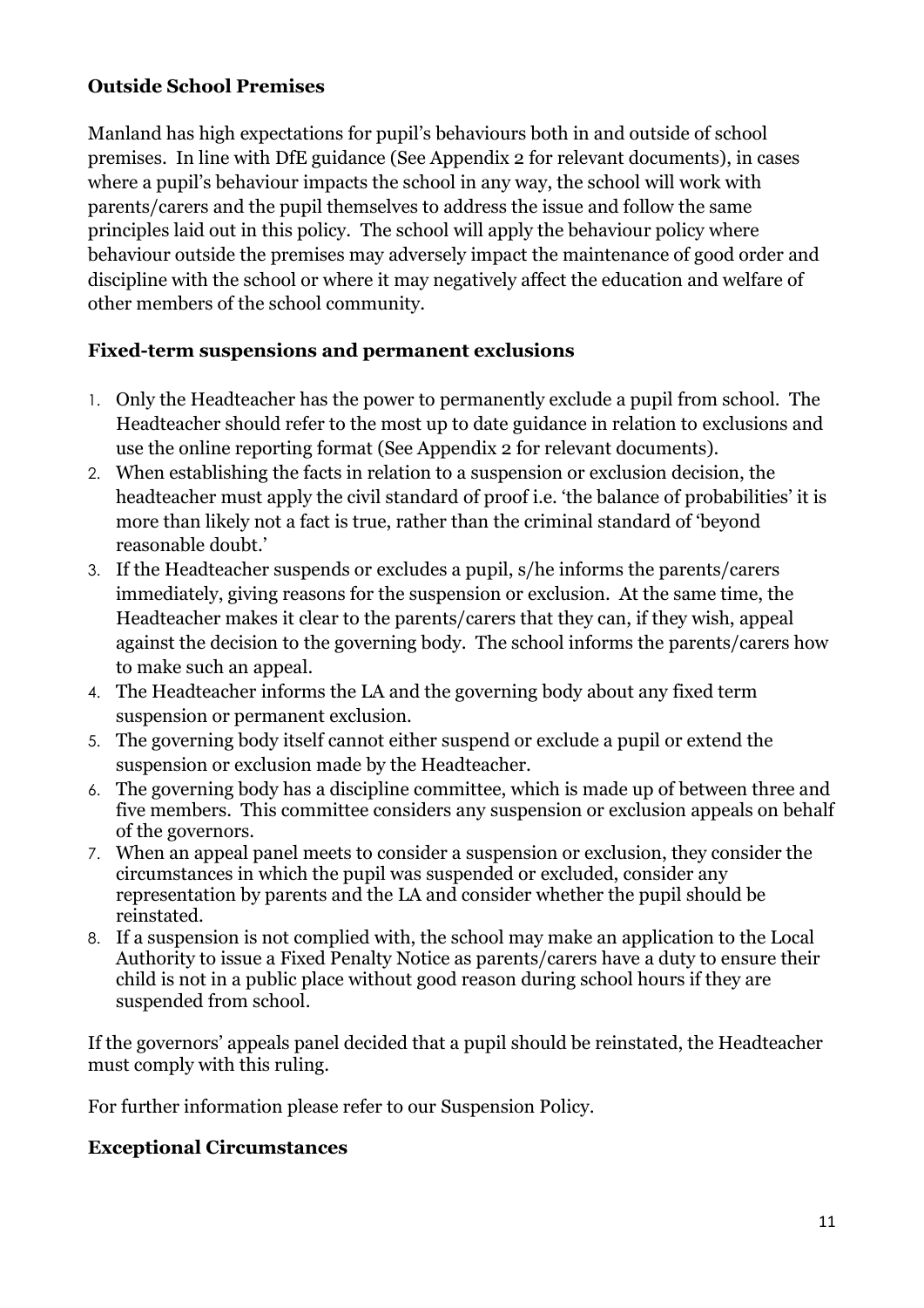### Outside School Premises

Manland has high expectations for pupil's behaviours both in and outside of school premises. In line with DfE guidance (See Appendix 2 for relevant documents), in cases where a pupil's behaviour impacts the school in any way, the school will work with parents/carers and the pupil themselves to address the issue and follow the same principles laid out in this policy. The school will apply the behaviour policy where behaviour outside the premises may adversely impact the maintenance of good order and discipline with the school or where it may negatively affect the education and welfare of other members of the school community.

### Fixed-term suspensions and permanent exclusions

1. Only the Headteacher has the power to permanently exclude a pupil from school. The Headteacher should refer to the most up to date guidance in relation to exclusions and use the online reporting format (See Appendix 2 for relevant documents).
2. When establishing the facts in relation to a suspension or exclusion decision, the headteacher must apply the civil standard of proof i.e. 'the balance of probabilities' it is more than likely not a fact is true, rather than the criminal standard of 'beyond reasonable doubt.'
3. If the Headteacher suspends or excludes a pupil, s/he informs the parents/carers immediately, giving reasons for the suspension or exclusion. At the same time, the Headteacher makes it clear to the parents/carers that they can, if they wish, appeal against the decision to the governing body. The school informs the parents/carers how to make such an appeal.
4. The Headteacher informs the LA and the governing body about any fixed term suspension or permanent exclusion.
5. The governing body itself cannot either suspend or exclude a pupil or extend the suspension or exclusion made by the Headteacher.
6. The governing body has a discipline committee, which is made up of between three and five members. This committee considers any suspension or exclusion appeals on behalf of the governors.
7. When an appeal panel meets to consider a suspension or exclusion, they consider the circumstances in which the pupil was suspended or excluded, consider any representation by parents and the LA and consider whether the pupil should be reinstated.
8. If a suspension is not complied with, the school may make an application to the Local Authority to issue a Fixed Penalty Notice as parents/carers have a duty to ensure their child is not in a public place without good reason during school hours if they are suspended from school.

If the governors' appeals panel decided that a pupil should be reinstated, the Headteacher must comply with this ruling.

For further information please refer to our Suspension Policy.

### Exceptional Circumstances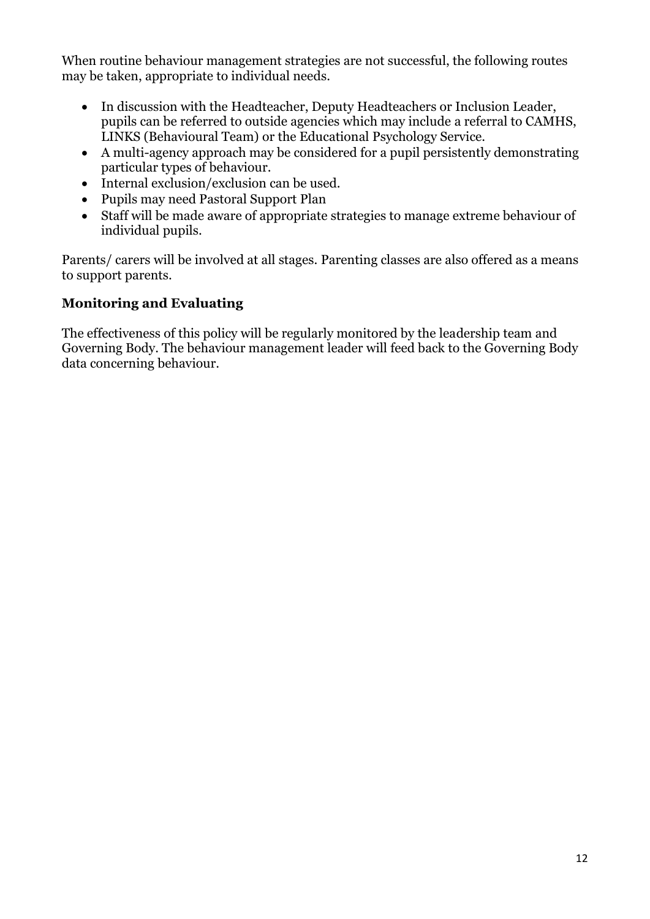When routine behaviour management strategies are not successful, the following routes may be taken, appropriate to individual needs.

- In discussion with the Headteacher, Deputy Headteachers or Inclusion Leader, pupils can be referred to outside agencies which may include a referral to CAMHS, LINKS (Behavioural Team) or the Educational Psychology Service.
- A multi-agency approach may be considered for a pupil persistently demonstrating particular types of behaviour.
- Internal exclusion/exclusion can be used.
- Pupils may need Pastoral Support Plan
- Staff will be made aware of appropriate strategies to manage extreme behaviour of individual pupils.

Parents/ carers will be involved at all stages. Parenting classes are also offered as a means to support parents.

### Monitoring and Evaluating

The effectiveness of this policy will be regularly monitored by the leadership team and Governing Body. The behaviour management leader will feed back to the Governing Body data concerning behaviour.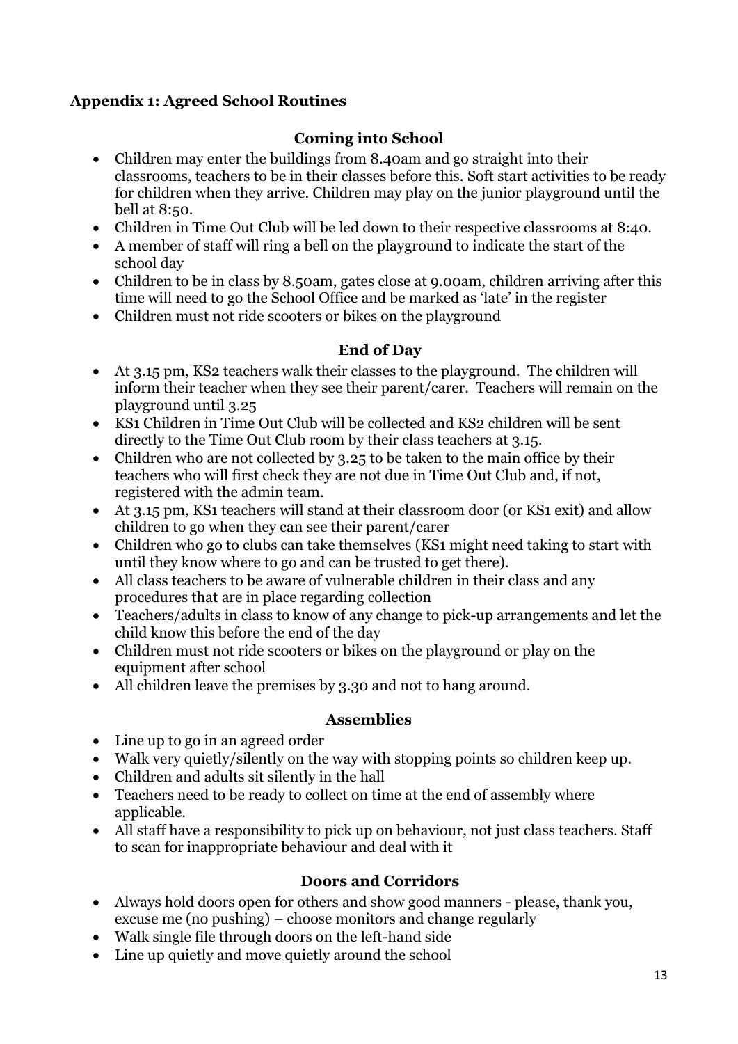## Appendix 1: Agreed School Routines

### Coming into School

- Children may enter the buildings from 8.40am and go straight into their classrooms, teachers to be in their classes before this. Soft start activities to be ready for children when they arrive. Children may play on the junior playground until the bell at 8:50.
- Children in Time Out Club will be led down to their respective classrooms at 8:40.
- A member of staff will ring a bell on the playground to indicate the start of the school day
- Children to be in class by 8.50am, gates close at 9.00am, children arriving after this time will need to go the School Office and be marked as 'late' in the register
- Children must not ride scooters or bikes on the playground

### End of Day

- At 3.15 pm, KS2 teachers walk their classes to the playground. The children will inform their teacher when they see their parent/carer. Teachers will remain on the playground until 3.25
- KS1 Children in Time Out Club will be collected and KS2 children will be sent directly to the Time Out Club room by their class teachers at 3.15.
- Children who are not collected by 3.25 to be taken to the main office by their teachers who will first check they are not due in Time Out Club and, if not, registered with the admin team.
- At 3.15 pm, KS1 teachers will stand at their classroom door (or KS1 exit) and allow children to go when they can see their parent/carer
- Children who go to clubs can take themselves (KS1 might need taking to start with until they know where to go and can be trusted to get there).
- All class teachers to be aware of vulnerable children in their class and any procedures that are in place regarding collection
- Teachers/adults in class to know of any change to pick-up arrangements and let the child know this before the end of the day
- Children must not ride scooters or bikes on the playground or play on the equipment after school
- All children leave the premises by 3.30 and not to hang around.

### Assemblies

- Line up to go in an agreed order
- Walk very quietly/silently on the way with stopping points so children keep up.
- Children and adults sit silently in the hall
- Teachers need to be ready to collect on time at the end of assembly where applicable.
- All staff have a responsibility to pick up on behaviour, not just class teachers. Staff to scan for inappropriate behaviour and deal with it

### Doors and Corridors

- Always hold doors open for others and show good manners - please, thank you, excuse me (no pushing) – choose monitors and change regularly
- Walk single file through doors on the left-hand side
- Line up quietly and move quietly around the school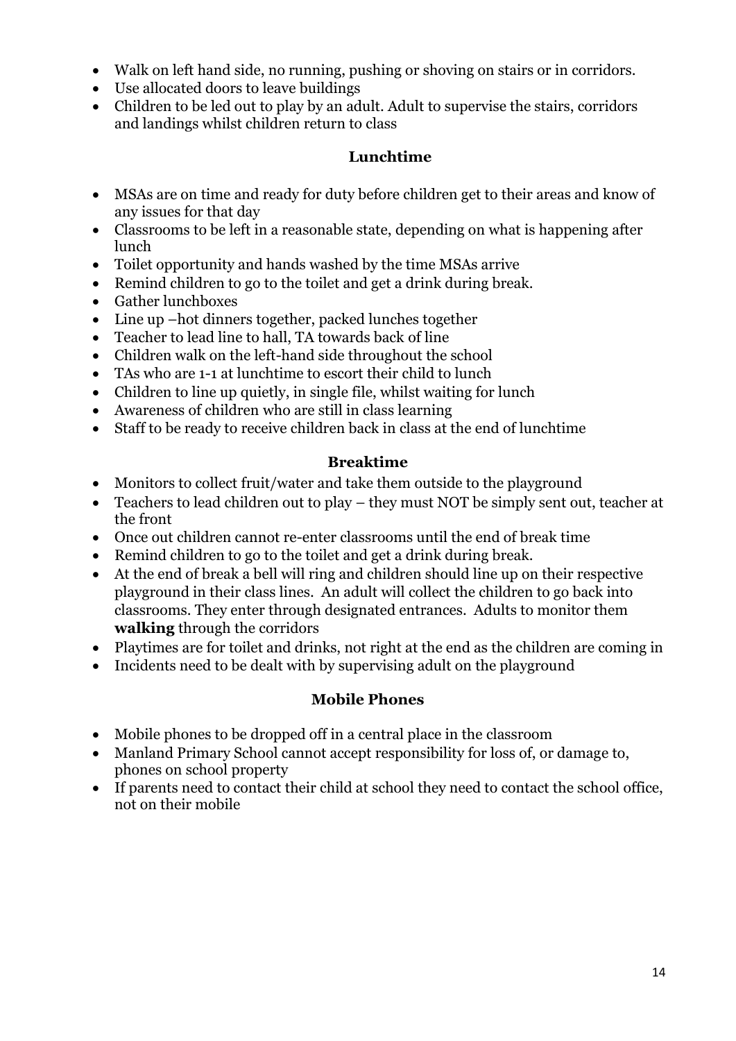- Walk on left hand side, no running, pushing or shoving on stairs or in corridors.
- Use allocated doors to leave buildings
- Children to be led out to play by an adult. Adult to supervise the stairs, corridors and landings whilst children return to class

### Lunchtime

- MSAs are on time and ready for duty before children get to their areas and know of any issues for that day
- Classrooms to be left in a reasonable state, depending on what is happening after lunch
- Toilet opportunity and hands washed by the time MSAs arrive
- Remind children to go to the toilet and get a drink during break.
- Gather lunchboxes
- Line up –hot dinners together, packed lunches together
- Teacher to lead line to hall, TA towards back of line
- Children walk on the left-hand side throughout the school
- TAs who are 1-1 at lunchtime to escort their child to lunch
- Children to line up quietly, in single file, whilst waiting for lunch
- Awareness of children who are still in class learning
- Staff to be ready to receive children back in class at the end of lunchtime

### Breaktime

- Monitors to collect fruit/water and take them outside to the playground
- Teachers to lead children out to play – they must NOT be simply sent out, teacher at the front
- Once out children cannot re-enter classrooms until the end of break time
- Remind children to go to the toilet and get a drink during break.
- At the end of break a bell will ring and children should line up on their respective playground in their class lines. An adult will collect the children to go back into classrooms. They enter through designated entrances. Adults to monitor them **walking** through the corridors
- Playtimes are for toilet and drinks, not right at the end as the children are coming in
- Incidents need to be dealt with by supervising adult on the playground

### Mobile Phones

- Mobile phones to be dropped off in a central place in the classroom
- Manland Primary School cannot accept responsibility for loss of, or damage to, phones on school property
- If parents need to contact their child at school they need to contact the school office, not on their mobile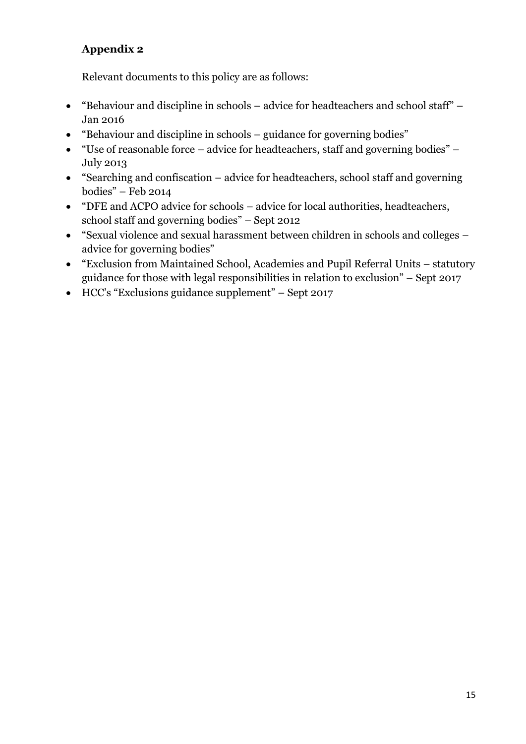## Appendix 2

Relevant documents to this policy are as follows:

- "Behaviour and discipline in schools – advice for headteachers and school staff" – Jan 2016
- "Behaviour and discipline in schools – guidance for governing bodies"
- "Use of reasonable force – advice for headteachers, staff and governing bodies" – July 2013
- "Searching and confiscation – advice for headteachers, school staff and governing bodies" – Feb 2014
- "DFE and ACPO advice for schools – advice for local authorities, headteachers, school staff and governing bodies" – Sept 2012
- "Sexual violence and sexual harassment between children in schools and colleges – advice for governing bodies"
- "Exclusion from Maintained School, Academies and Pupil Referral Units – statutory guidance for those with legal responsibilities in relation to exclusion" – Sept 2017
- HCC's "Exclusions guidance supplement" – Sept 2017